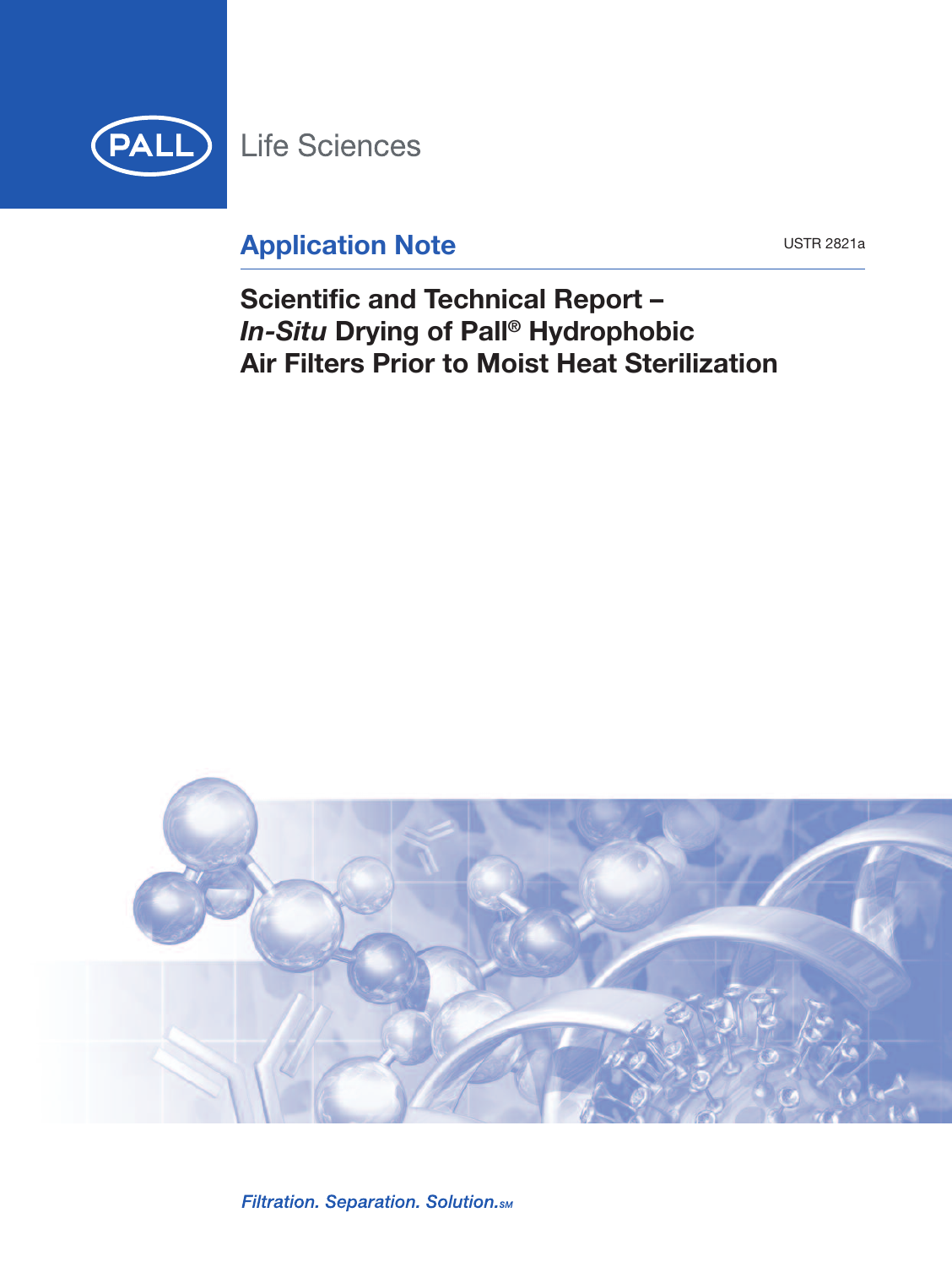PALL Life Sciences

## Application Note

USTR 2821a

# Scientific and Technical Report – *In-Situ* Drying of Pall® Hydrophobic Air Filters Prior to Moist Heat Sterilization

*Filtration. Separation. Solution.*℠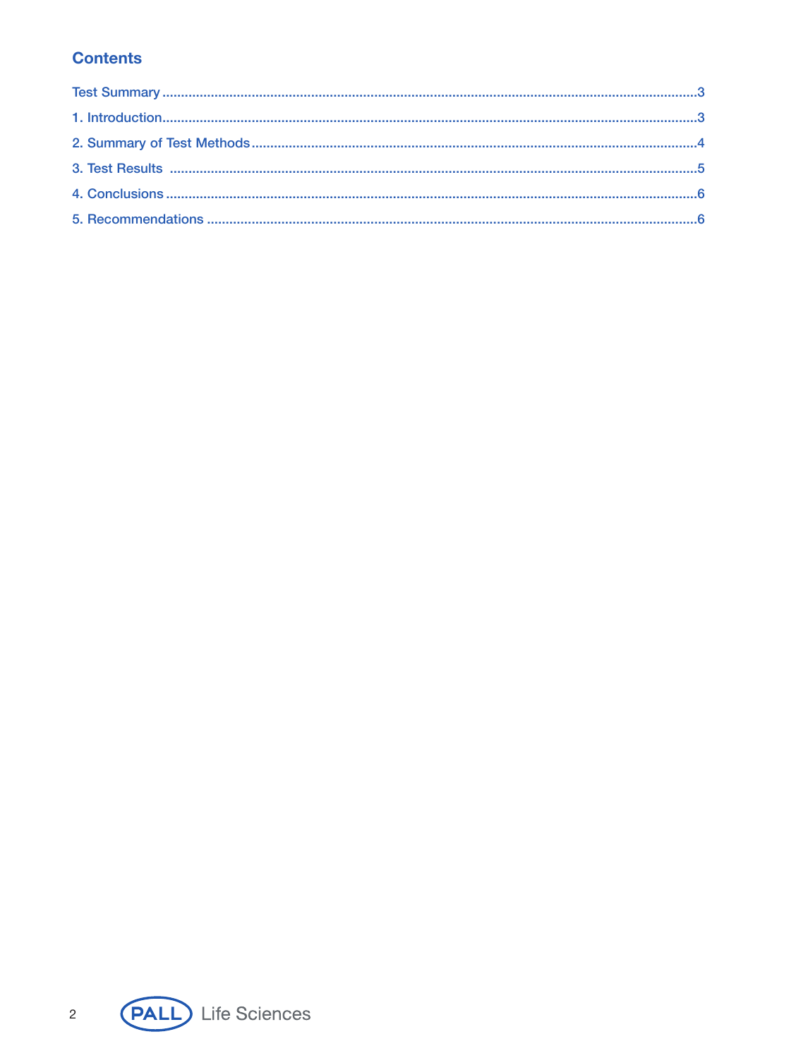## Contents

Test Summary ........................................................................................................................................3

1. Introduction........................................................................................................................................3

2. Summary of Test Methods ..................................................................................................................4

3. Test Results .......................................................................................................................................5

4. Conclusions .......................................................................................................................................6

5. Recommendations .............................................................................................................................6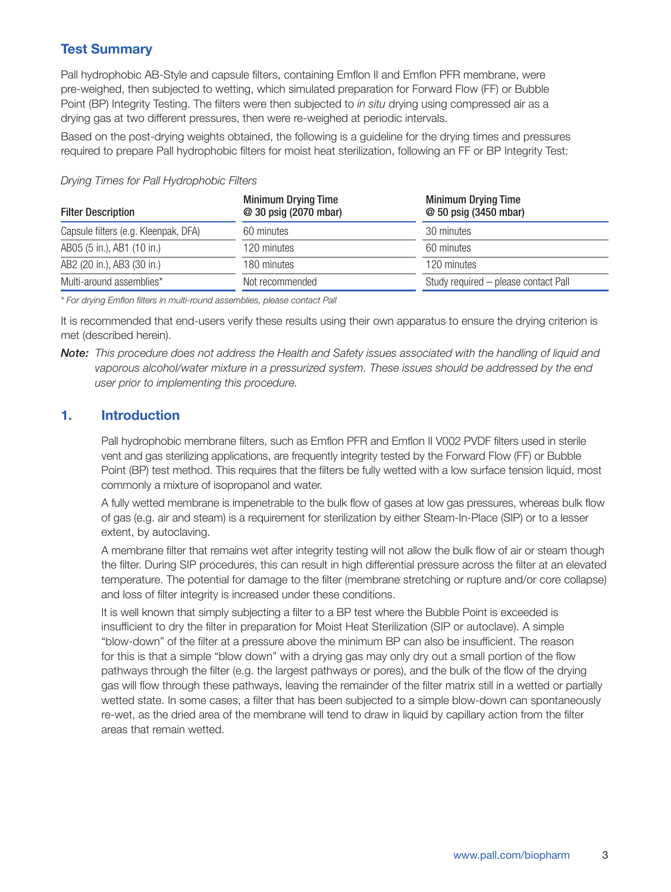## Test Summary

Pall hydrophobic AB-Style and capsule filters, containing Emflon II and Emflon PFR membrane, were pre-weighed, then subjected to wetting, which simulated preparation for Forward Flow (FF) or Bubble Point (BP) Integrity Testing. The filters were then subjected to *in situ* drying using compressed air as a drying gas at two different pressures, then were re-weighed at periodic intervals.

Based on the post-drying weights obtained, the following is a guideline for the drying times and pressures required to prepare Pall hydrophobic filters for moist heat sterilization, following an FF or BP Integrity Test:

*Drying Times for Pall Hydrophobic Filters*

| Filter Description | Minimum Drying Time @ 30 psig (2070 mbar) | Minimum Drying Time @ 50 psig (3450 mbar) |
|---|---|---|
| Capsule filters (e.g. Kleenpak, DFA) | 60 minutes | 30 minutes |
| AB05 (5 in.), AB1 (10 in.) | 120 minutes | 60 minutes |
| AB2 (20 in.), AB3 (30 in.) | 180 minutes | 120 minutes |
| Multi-around assemblies* | Not recommended | Study required – please contact Pall |

*\* For drying Emflon filters in multi-round assemblies, please contact Pall*

It is recommended that end-users verify these results using their own apparatus to ensure the drying criterion is met (described herein).

***Note:*** *This procedure does not address the Health and Safety issues associated with the handling of liquid and vaporous alcohol/water mixture in a pressurized system. These issues should be addressed by the end user prior to implementing this procedure.*

## 1. Introduction

Pall hydrophobic membrane filters, such as Emflon PFR and Emflon II V002 PVDF filters used in sterile vent and gas sterilizing applications, are frequently integrity tested by the Forward Flow (FF) or Bubble Point (BP) test method. This requires that the filters be fully wetted with a low surface tension liquid, most commonly a mixture of isopropanol and water.

A fully wetted membrane is impenetrable to the bulk flow of gases at low gas pressures, whereas bulk flow of gas (e.g. air and steam) is a requirement for sterilization by either Steam-In-Place (SIP) or to a lesser extent, by autoclaving.

A membrane filter that remains wet after integrity testing will not allow the bulk flow of air or steam though the filter. During SIP procedures, this can result in high differential pressure across the filter at an elevated temperature. The potential for damage to the filter (membrane stretching or rupture and/or core collapse) and loss of filter integrity is increased under these conditions.

It is well known that simply subjecting a filter to a BP test where the Bubble Point is exceeded is insufficient to dry the filter in preparation for Moist Heat Sterilization (SIP or autoclave). A simple "blow-down" of the filter at a pressure above the minimum BP can also be insufficient. The reason for this is that a simple "blow down" with a drying gas may only dry out a small portion of the flow pathways through the filter (e.g. the largest pathways or pores), and the bulk of the flow of the drying gas will flow through these pathways, leaving the remainder of the filter matrix still in a wetted or partially wetted state. In some cases, a filter that has been subjected to a simple blow-down can spontaneously re-wet, as the dried area of the membrane will tend to draw in liquid by capillary action from the filter areas that remain wetted.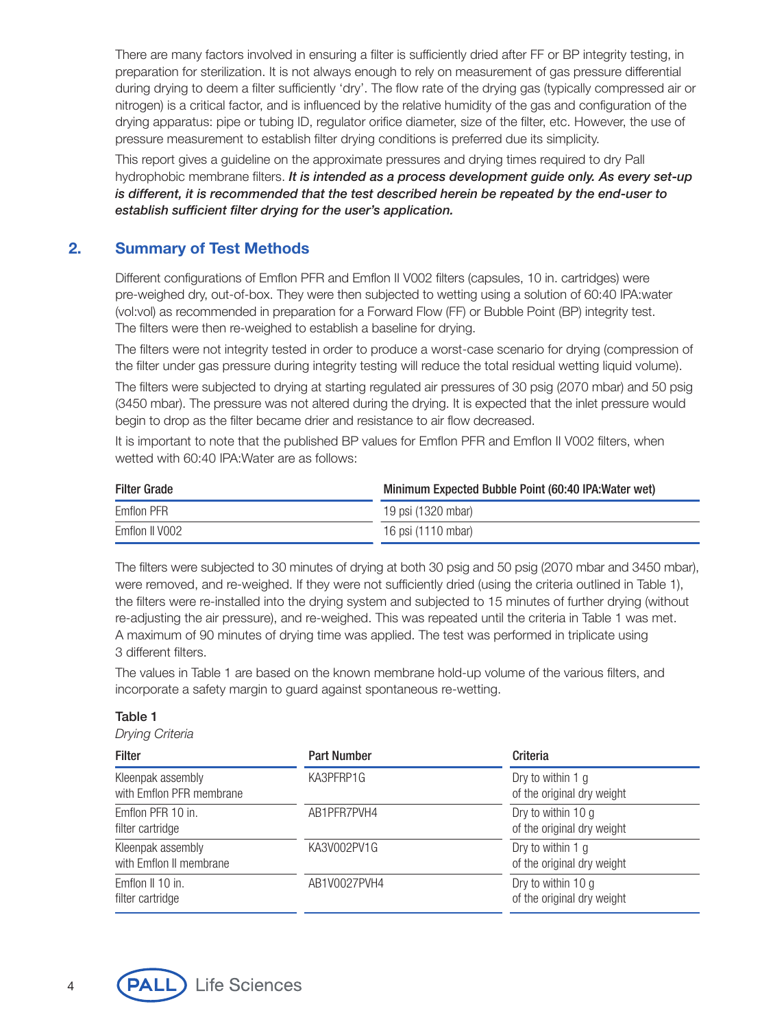There are many factors involved in ensuring a filter is sufficiently dried after FF or BP integrity testing, in preparation for sterilization. It is not always enough to rely on measurement of gas pressure differential during drying to deem a filter sufficiently 'dry'. The flow rate of the drying gas (typically compressed air or nitrogen) is a critical factor, and is influenced by the relative humidity of the gas and configuration of the drying apparatus: pipe or tubing ID, regulator orifice diameter, size of the filter, etc. However, the use of pressure measurement to establish filter drying conditions is preferred due its simplicity.

This report gives a guideline on the approximate pressures and drying times required to dry Pall hydrophobic membrane filters. ***It is intended as a process development guide only. As every set-up is different, it is recommended that the test described herein be repeated by the end-user to establish sufficient filter drying for the user's application.***

## 2. Summary of Test Methods

Different configurations of Emflon PFR and Emflon II V002 filters (capsules, 10 in. cartridges) were pre-weighed dry, out-of-box. They were then subjected to wetting using a solution of 60:40 IPA:water (vol:vol) as recommended in preparation for a Forward Flow (FF) or Bubble Point (BP) integrity test. The filters were then re-weighed to establish a baseline for drying.

The filters were not integrity tested in order to produce a worst-case scenario for drying (compression of the filter under gas pressure during integrity testing will reduce the total residual wetting liquid volume).

The filters were subjected to drying at starting regulated air pressures of 30 psig (2070 mbar) and 50 psig (3450 mbar). The pressure was not altered during the drying. It is expected that the inlet pressure would begin to drop as the filter became drier and resistance to air flow decreased.

It is important to note that the published BP values for Emflon PFR and Emflon II V002 filters, when wetted with 60:40 IPA:Water are as follows:

| Filter Grade | Minimum Expected Bubble Point (60:40 IPA:Water wet) |
|---|---|
| Emflon PFR | 19 psi (1320 mbar) |
| Emflon II V002 | 16 psi (1110 mbar) |

The filters were subjected to 30 minutes of drying at both 30 psig and 50 psig (2070 mbar and 3450 mbar), were removed, and re-weighed. If they were not sufficiently dried (using the criteria outlined in Table 1), the filters were re-installed into the drying system and subjected to 15 minutes of further drying (without re-adjusting the air pressure), and re-weighed. This was repeated until the criteria in Table 1 was met. A maximum of 90 minutes of drying time was applied. The test was performed in triplicate using 3 different filters.

The values in Table 1 are based on the known membrane hold-up volume of the various filters, and incorporate a safety margin to guard against spontaneous re-wetting.

**Table 1**
*Drying Criteria*

| Filter | Part Number | Criteria |
|---|---|---|
| Kleenpak assembly with Emflon PFR membrane | KA3PFRP1G | Dry to within 1 g of the original dry weight |
| Emflon PFR 10 in. filter cartridge | AB1PFR7PVH4 | Dry to within 10 g of the original dry weight |
| Kleenpak assembly with Emflon II membrane | KA3V002PV1G | Dry to within 1 g of the original dry weight |
| Emflon II 10 in. filter cartridge | AB1V0027PVH4 | Dry to within 10 g of the original dry weight |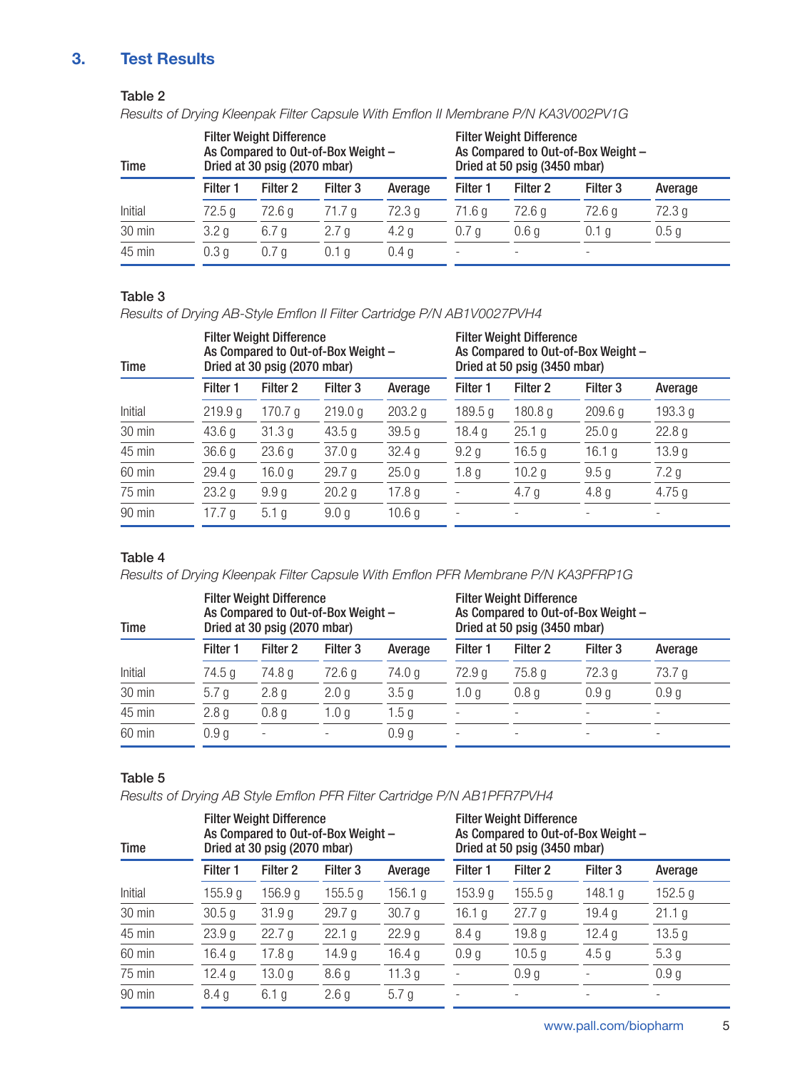## 3. Test Results

Table 2

*Results of Drying Kleenpak Filter Capsule With Emflon II Membrane P/N KA3V002PV1G*

| Time | Filter Weight Difference As Compared to Out-of-Box Weight – Dried at 30 psig (2070 mbar) | | | | Filter Weight Difference As Compared to Out-of-Box Weight – Dried at 50 psig (3450 mbar) | | | |
|---|---|---|---|---|---|---|---|---|
| | Filter 1 | Filter 2 | Filter 3 | Average | Filter 1 | Filter 2 | Filter 3 | Average |
| Initial | 72.5 g | 72.6 g | 71.7 g | 72.3 g | 71.6 g | 72.6 g | 72.6 g | 72.3 g |
| 30 min | 3.2 g | 6.7 g | 2.7 g | 4.2 g | 0.7 g | 0.6 g | 0.1 g | 0.5 g |
| 45 min | 0.3 g | 0.7 g | 0.1 g | 0.4 g | - | - | - | |

Table 3

*Results of Drying AB-Style Emflon II Filter Cartridge P/N AB1V0027PVH4*

| Time | Filter Weight Difference As Compared to Out-of-Box Weight – Dried at 30 psig (2070 mbar) | | | | Filter Weight Difference As Compared to Out-of-Box Weight – Dried at 50 psig (3450 mbar) | | | |
|---|---|---|---|---|---|---|---|---|
| | Filter 1 | Filter 2 | Filter 3 | Average | Filter 1 | Filter 2 | Filter 3 | Average |
| Initial | 219.9 g | 170.7 g | 219.0 g | 203.2 g | 189.5 g | 180.8 g | 209.6 g | 193.3 g |
| 30 min | 43.6 g | 31.3 g | 43.5 g | 39.5 g | 18.4 g | 25.1 g | 25.0 g | 22.8 g |
| 45 min | 36.6 g | 23.6 g | 37.0 g | 32.4 g | 9.2 g | 16.5 g | 16.1 g | 13.9 g |
| 60 min | 29.4 g | 16.0 g | 29.7 g | 25.0 g | 1.8 g | 10.2 g | 9.5 g | 7.2 g |
| 75 min | 23.2 g | 9.9 g | 20.2 g | 17.8 g | - | 4.7 g | 4.8 g | 4.75 g |
| 90 min | 17.7 g | 5.1 g | 9.0 g | 10.6 g | - | - | - | - |

Table 4

*Results of Drying Kleenpak Filter Capsule With Emflon PFR Membrane P/N KA3PFRP1G*

| Time | Filter Weight Difference As Compared to Out-of-Box Weight – Dried at 30 psig (2070 mbar) | | | | Filter Weight Difference As Compared to Out-of-Box Weight – Dried at 50 psig (3450 mbar) | | | |
|---|---|---|---|---|---|---|---|---|
| | Filter 1 | Filter 2 | Filter 3 | Average | Filter 1 | Filter 2 | Filter 3 | Average |
| Initial | 74.5 g | 74.8 g | 72.6 g | 74.0 g | 72.9 g | 75.8 g | 72.3 g | 73.7 g |
| 30 min | 5.7 g | 2.8 g | 2.0 g | 3.5 g | 1.0 g | 0.8 g | 0.9 g | 0.9 g |
| 45 min | 2.8 g | 0.8 g | 1.0 g | 1.5 g | - | - | - | - |
| 60 min | 0.9 g | - | - | 0.9 g | - | - | - | - |

Table 5

*Results of Drying AB Style Emflon PFR Filter Cartridge P/N AB1PFR7PVH4*

| Time | Filter Weight Difference As Compared to Out-of-Box Weight – Dried at 30 psig (2070 mbar) | | | | Filter Weight Difference As Compared to Out-of-Box Weight – Dried at 50 psig (3450 mbar) | | | |
|---|---|---|---|---|---|---|---|---|
| | Filter 1 | Filter 2 | Filter 3 | Average | Filter 1 | Filter 2 | Filter 3 | Average |
| Initial | 155.9 g | 156.9 g | 155.5 g | 156.1 g | 153.9 g | 155.5 g | 148.1 g | 152.5 g |
| 30 min | 30.5 g | 31.9 g | 29.7 g | 30.7 g | 16.1 g | 27.7 g | 19.4 g | 21.1 g |
| 45 min | 23.9 g | 22.7 g | 22.1 g | 22.9 g | 8.4 g | 19.8 g | 12.4 g | 13.5 g |
| 60 min | 16.4 g | 17.8 g | 14.9 g | 16.4 g | 0.9 g | 10.5 g | 4.5 g | 5.3 g |
| 75 min | 12.4 g | 13.0 g | 8.6 g | 11.3 g | - | 0.9 g | - | 0.9 g |
| 90 min | 8.4 g | 6.1 g | 2.6 g | 5.7 g | - | - | - | - |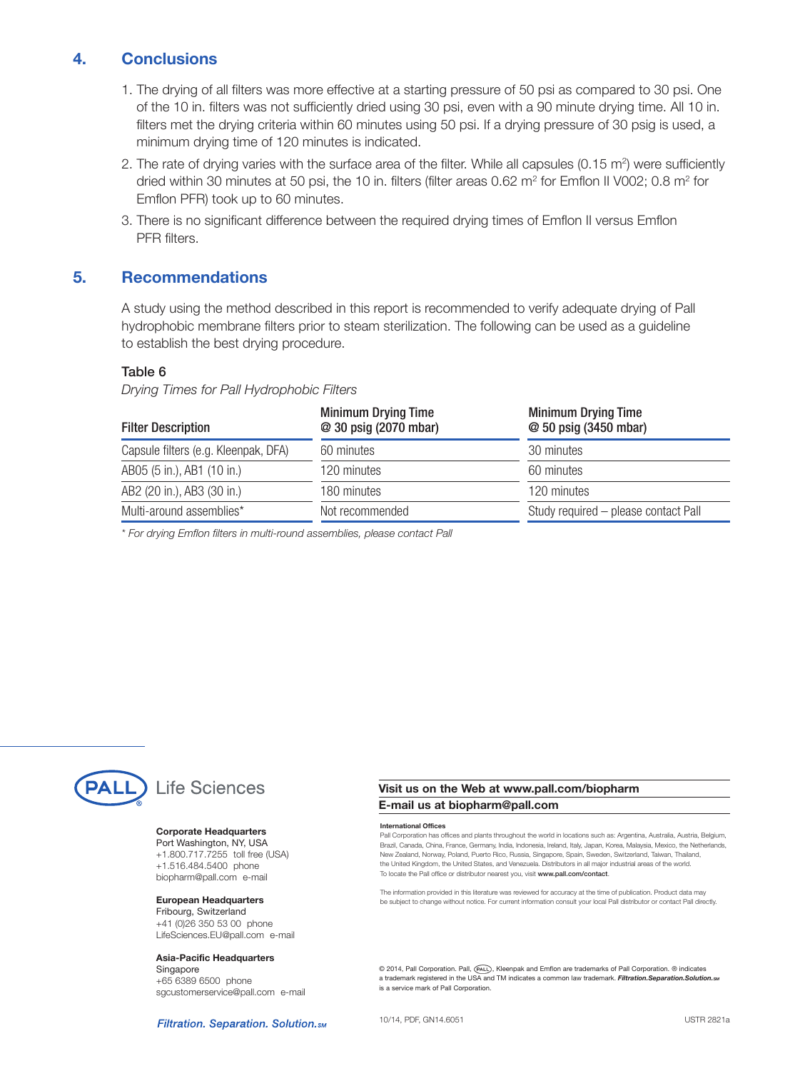## 4. Conclusions

1. The drying of all filters was more effective at a starting pressure of 50 psi as compared to 30 psi. One of the 10 in. filters was not sufficiently dried using 30 psi, even with a 90 minute drying time. All 10 in. filters met the drying criteria within 60 minutes using 50 psi. If a drying pressure of 30 psig is used, a minimum drying time of 120 minutes is indicated.
2. The rate of drying varies with the surface area of the filter. While all capsules (0.15 $m^2$) were sufficiently dried within 30 minutes at 50 psi, the 10 in. filters (filter areas 0.62 $m^2$ for Emflon II V002; 0.8 $m^2$ for Emflon PFR) took up to 60 minutes.
3. There is no significant difference between the required drying times of Emflon II versus Emflon PFR filters.

## 5. Recommendations

A study using the method described in this report is recommended to verify adequate drying of Pall hydrophobic membrane filters prior to steam sterilization. The following can be used as a guideline to establish the best drying procedure.

Table 6

*Drying Times for Pall Hydrophobic Filters*

| Filter Description | Minimum Drying Time @ 30 psig (2070 mbar) | Minimum Drying Time @ 50 psig (3450 mbar) |
|---|---|---|
| Capsule filters (e.g. Kleenpak, DFA) | 60 minutes | 30 minutes |
| AB05 (5 in.), AB1 (10 in.) | 120 minutes | 60 minutes |
| AB2 (20 in.), AB3 (30 in.) | 180 minutes | 120 minutes |
| Multi-around assemblies* | Not recommended | Study required – please contact Pall |

*\* For drying Emflon filters in multi-round assemblies, please contact Pall*

PALL Life Sciences

**Corporate Headquarters**
Port Washington, NY, USA
+1.800.717.7255 toll free (USA)
+1.516.484.5400 phone
biopharm@pall.com e-mail

**European Headquarters**
Fribourg, Switzerland
+41 (0)26 350 53 00 phone
LifeSciences.EU@pall.com e-mail

**Asia-Pacific Headquarters**
Singapore
+65 6389 6500 phone
sgcustomerservice@pall.com e-mail

**Visit us on the Web at www.pall.com/biopharm**

**E-mail us at biopharm@pall.com**

**International Offices**

Pall Corporation has offices and plants throughout the world in locations such as: Argentina, Australia, Austria, Belgium, Brazil, Canada, China, France, Germany, India, Indonesia, Ireland, Italy, Japan, Korea, Malaysia, Mexico, the Netherlands, New Zealand, Norway, Poland, Puerto Rico, Russia, Singapore, Spain, Sweden, Switzerland, Taiwan, Thailand, the United Kingdom, the United States, and Venezuela. Distributors in all major industrial areas of the world. To locate the Pall office or distributor nearest you, visit **www.pall.com/contact**.

The information provided in this literature was reviewed for accuracy at the time of publication. Product data may be subject to change without notice. For current information consult your local Pall distributor or contact Pall directly.

© 2014, Pall Corporation. Pall, (PALL), Kleenpak and Emflon are trademarks of Pall Corporation. ® indicates a trademark registered in the USA and TM indicates a common law trademark. ***Filtration.Separation.Solution.SM*** is a service mark of Pall Corporation.

***Filtration. Separation. Solution.SM***

10/14, PDF, GN14.6051

USTR 2821a